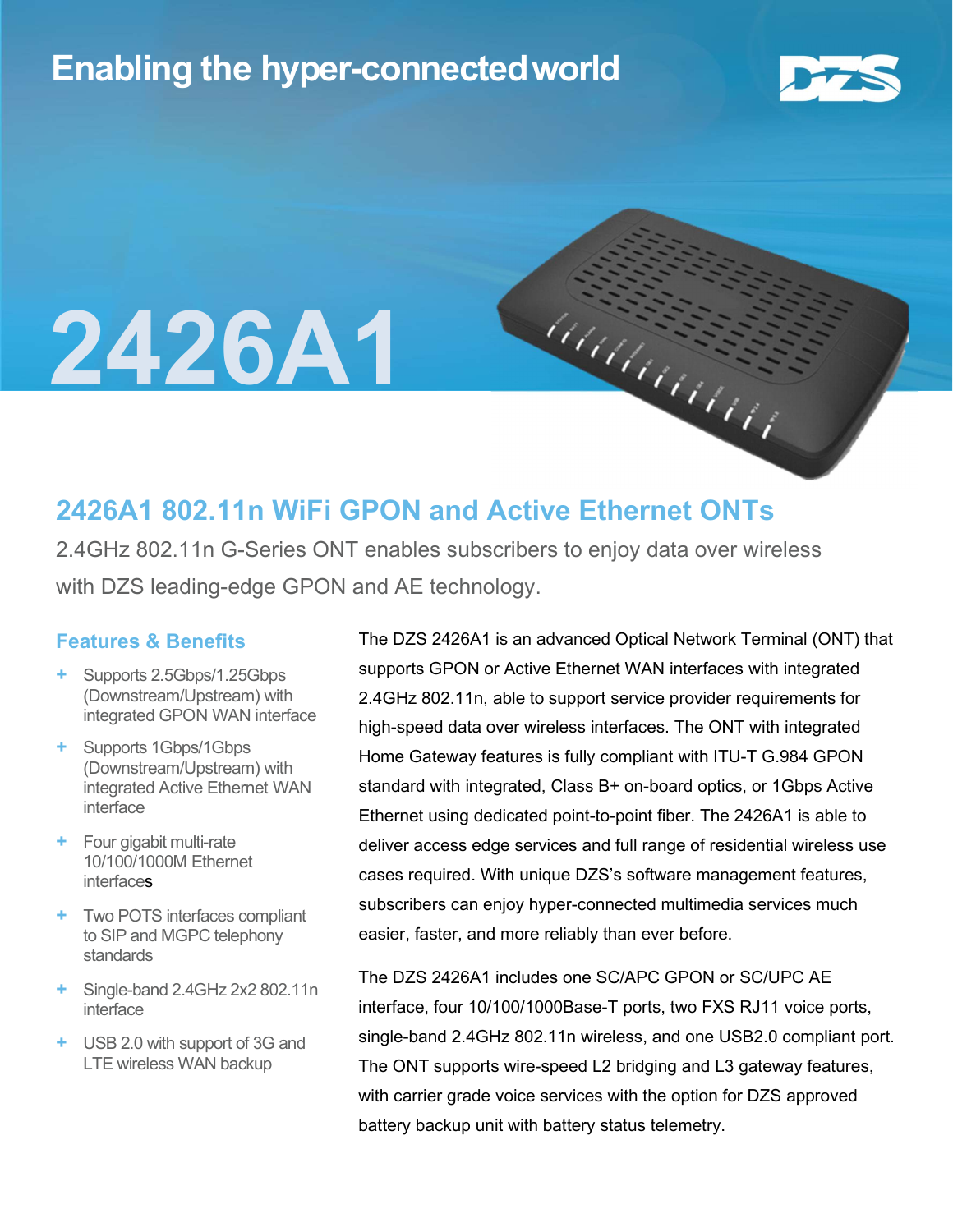# Enabling the hyper-connected world

# 2426A1

## 2426A1 802.11n WiFi GPON and Active Ethernet ONTs

2.4GHz 802.11n G-Series ONT enables subscribers to enjoy data over wireless with DZS leading-edge GPON and AE technology.

### Features & Benefits

- Supports 2.5Gbps/1.25Gbps (Downstream/Upstream) with integrated GPON WAN interface
- Supports 1Gbps/1Gbps (Downstream/Upstream) with integrated Active Ethernet WAN interface
- Four gigabit multi-rate 10/100/1000M Ethernet interfaces
- Two POTS interfaces compliant to SIP and MGPC telephony standards
- Single-band 2.4GHz 2x2 802.11n interface
- USB 2.0 with support of 3G and LTE wireless WAN backup

The DZS 2426A1 is an advanced Optical Network Terminal (ONT) that supports GPON or Active Ethernet WAN interfaces with integrated 2.4GHz 802.11n, able to support service provider requirements for high-speed data over wireless interfaces. The ONT with integrated Home Gateway features is fully compliant with ITU-T G.984 GPON standard with integrated, Class B+ on-board optics, or 1Gbps Active Ethernet using dedicated point-to-point fiber. The 2426A1 is able to deliver access edge services and full range of residential wireless use cases required. With unique DZS's software management features, subscribers can enjoy hyper-connected multimedia services much easier, faster, and more reliably than ever before.

The DZS 2426A1 includes one SC/APC GPON or SC/UPC AE interface, four 10/100/1000Base-T ports, two FXS RJ11 voice ports, single-band 2.4GHz 802.11n wireless, and one USB2.0 compliant port. The ONT supports wire-speed L2 bridging and L3 gateway features, with carrier grade voice services with the option for DZS approved battery backup unit with battery status telemetry.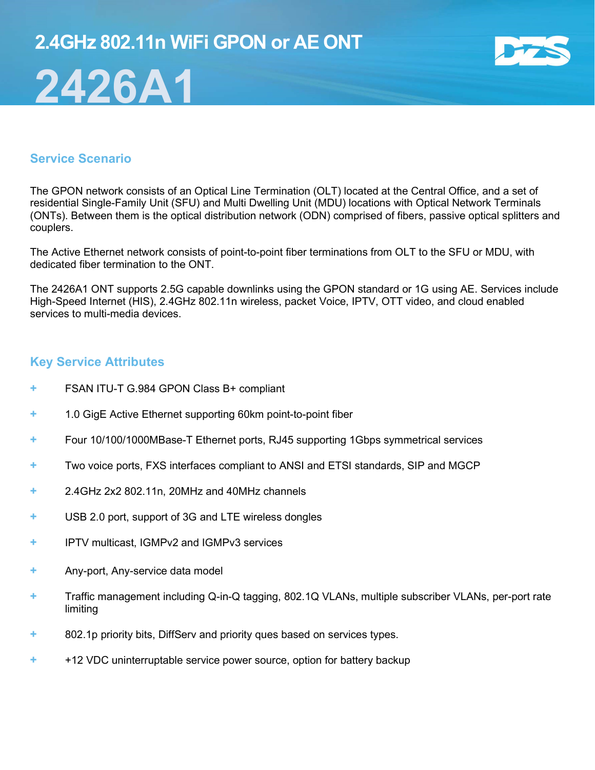# 2.4GHz 802.11n WiFi GPON or AE ONT

# 2426A1

## Service Scenario

The GPON network consists of an Optical Line Termination (OLT) located at the Central Office, and a set of residential Single-Family Unit (SFU) and Multi Dwelling Unit (MDU) locations with Optical Network Terminals (ONTs). Between them is the optical distribution network (ODN) comprised of fibers, passive optical splitters and couplers.

The Active Ethernet network consists of point-to-point fiber terminations from OLT to the SFU or MDU, with dedicated fiber termination to the ONT.

The 2426A1 ONT supports 2.5G capable downlinks using the GPON standard or 1G using AE. Services include High-Speed Internet (HIS), 2.4GHz 802.11n wireless, packet Voice, IPTV, OTT video, and cloud enabled services to multi-media devices.

## Key Service Attributes

+ FSAN ITU-T G.984 GPON Class B+ compliant
+ 1.0 GigE Active Ethernet supporting 60km point-to-point fiber
+ Four 10/100/1000MBase-T Ethernet ports, RJ45 supporting 1Gbps symmetrical services
+ Two voice ports, FXS interfaces compliant to ANSI and ETSI standards, SIP and MGCP
+ 2.4GHz 2x2 802.11n, 20MHz and 40MHz channels
+ USB 2.0 port, support of 3G and LTE wireless dongles
+ IPTV multicast, IGMPv2 and IGMPv3 services
+ Any-port, Any-service data model
+ Traffic management including Q-in-Q tagging, 802.1Q VLANs, multiple subscriber VLANs, per-port rate limiting
+ 802.1p priority bits, DiffServ and priority ques based on services types.
+ +12 VDC uninterruptable service power source, option for battery backup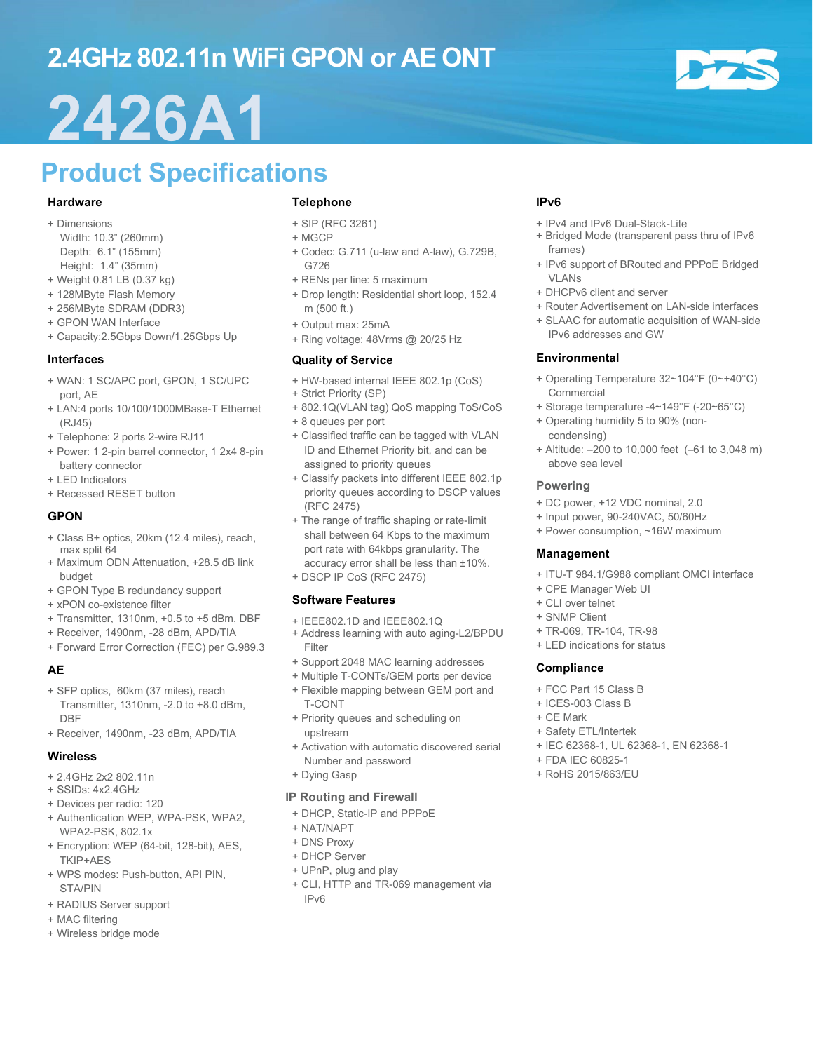# 2.4GHz 802.11n WiFi GPON or AE ONT

# 2426A1

## Product Specifications

### Hardware

+ Dimensions
  Width: 10.3" (260mm)
  Depth: 6.1" (155mm)
  Height: 1.4" (35mm)
+ Weight 0.81 LB (0.37 kg)
+ 128MByte Flash Memory
+ 256MByte SDRAM (DDR3)
+ GPON WAN Interface
+ Capacity:2.5Gbps Down/1.25Gbps Up

### Interfaces

+ WAN: 1 SC/APC port, GPON, 1 SC/UPC port, AE
+ LAN:4 ports 10/100/1000MBase-T Ethernet (RJ45)
+ Telephone: 2 ports 2-wire RJ11
+ Power: 1 2-pin barrel connector, 1 2x4 8-pin battery connector
+ LED Indicators
+ Recessed RESET button

### GPON

+ Class B+ optics, 20km (12.4 miles), reach, max split 64
+ Maximum ODN Attenuation, +28.5 dB link budget
+ GPON Type B redundancy support
+ xPON co-existence filter
+ Transmitter, 1310nm, +0.5 to +5 dBm, DBF
+ Receiver, 1490nm, -28 dBm, APD/TIA
+ Forward Error Correction (FEC) per G.989.3

### AE

+ SFP optics, 60km (37 miles), reach Transmitter, 1310nm, -2.0 to +8.0 dBm, DBF
+ Receiver, 1490nm, -23 dBm, APD/TIA

### Wireless

+ 2.4GHz 2x2 802.11n
+ SSIDs: 4x2.4GHz
+ Devices per radio: 120
+ Authentication WEP, WPA-PSK, WPA2, WPA2-PSK, 802.1x
+ Encryption: WEP (64-bit, 128-bit), AES, TKIP+AES
+ WPS modes: Push-button, API PIN, STA/PIN
+ RADIUS Server support
+ MAC filtering
+ Wireless bridge mode

### Telephone

+ SIP (RFC 3261)
+ MGCP
+ Codec: G.711 (u-law and A-law), G.729B, G726
+ RENs per line: 5 maximum
+ Drop length: Residential short loop, 152.4 m (500 ft.)
+ Output max: 25mA
+ Ring voltage: 48Vrms @ 20/25 Hz

### Quality of Service

+ HW-based internal IEEE 802.1p (CoS)
+ Strict Priority (SP)
+ 802.1Q(VLAN tag) QoS mapping ToS/CoS
+ 8 queues per port
+ Classified traffic can be tagged with VLAN ID and Ethernet Priority bit, and can be assigned to priority queues
+ Classify packets into different IEEE 802.1p priority queues according to DSCP values (RFC 2475)
+ The range of traffic shaping or rate-limit shall between 64 Kbps to the maximum port rate with 64kbps granularity. The accuracy error shall be less than ±10%.
+ DSCP IP CoS (RFC 2475)

### Software Features

+ IEEE802.1D and IEEE802.1Q
+ Address learning with auto aging-L2/BPDU Filter
+ Support 2048 MAC learning addresses
+ Multiple T-CONTs/GEM ports per device
+ Flexible mapping between GEM port and T-CONT
+ Priority queues and scheduling on upstream
+ Activation with automatic discovered serial Number and password
+ Dying Gasp

### IP Routing and Firewall

+ DHCP, Static-IP and PPPoE
+ NAT/NAPT
+ DNS Proxy
+ DHCP Server
+ UPnP, plug and play
+ CLI, HTTP and TR-069 management via IPv6

### IPv6

+ IPv4 and IPv6 Dual-Stack-Lite
+ Bridged Mode (transparent pass thru of IPv6 frames)
+ IPv6 support of BRouted and PPPoE Bridged VLANs
+ DHCPv6 client and server
+ Router Advertisement on LAN-side interfaces
+ SLAAC for automatic acquisition of WAN-side IPv6 addresses and GW

### Environmental

+ Operating Temperature 32~104°F (0~+40°C) Commercial
+ Storage temperature -4~149°F (-20~65°C)
+ Operating humidity 5 to 90% (non-condensing)
+ Altitude: –200 to 10,000 feet (–61 to 3,048 m) above sea level

### Powering

+ DC power, +12 VDC nominal, 2.0
+ Input power, 90-240VAC, 50/60Hz
+ Power consumption, ~16W maximum

### Management

+ ITU-T 984.1/G988 compliant OMCI interface
+ CPE Manager Web UI
+ CLI over telnet
+ SNMP Client
+ TR-069, TR-104, TR-98
+ LED indications for status

### Compliance

+ FCC Part 15 Class B
+ ICES-003 Class B
+ CE Mark
+ Safety ETL/Intertek
+ IEC 62368-1, UL 62368-1, EN 62368-1
+ FDA IEC 60825-1
+ RoHS 2015/863/EU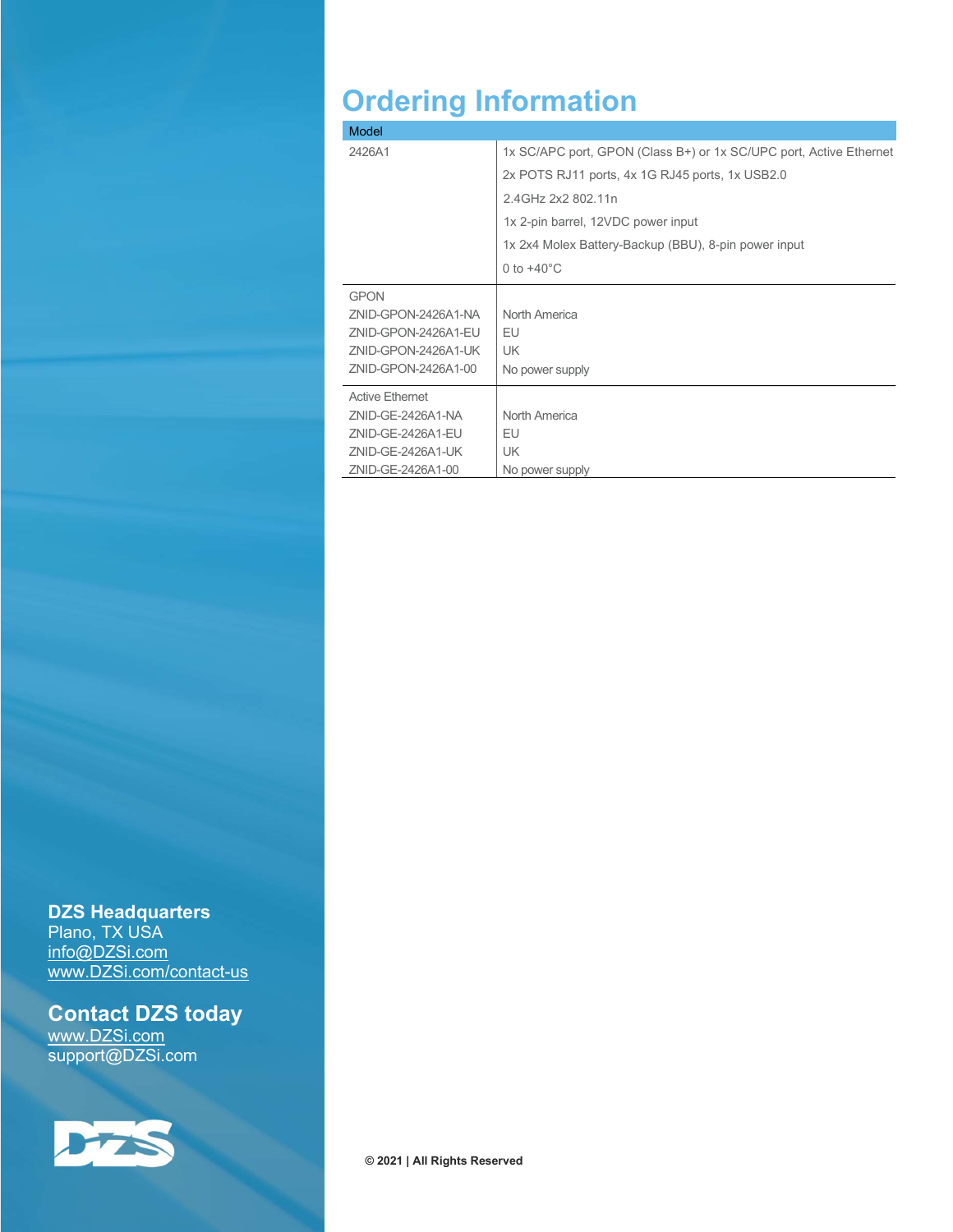# Ordering Information

| Model | |
|---|---|
| 2426A1 | 1x SC/APC port, GPON (Class B+) or 1x SC/UPC port, Active Ethernet<br>2x POTS RJ11 ports, 4x 1G RJ45 ports, 1x USB2.0<br>2.4GHz 2x2 802.11n<br>1x 2-pin barrel, 12VDC power input<br>1x 2x4 Molex Battery-Backup (BBU), 8-pin power input<br>0 to +40°C |
| GPON<br>ZNID-GPON-2426A1-NA<br>ZNID-GPON-2426A1-EU<br>ZNID-GPON-2426A1-UK<br>ZNID-GPON-2426A1-00 | <br>North America<br>EU<br>UK<br>No power supply |
| Active Ethernet<br>ZNID-GE-2426A1-NA<br>ZNID-GE-2426A1-EU<br>ZNID-GE-2426A1-UK<br>ZNID-GE-2426A1-00 | <br>North America<br>EU<br>UK<br>No power supply |

**DZS Headquarters**
Plano, TX USA
info@DZSi.com
www.DZSi.com/contact-us

**Contact DZS today**
www.DZSi.com
support@DZSi.com

**© 2021 | All Rights Reserved**